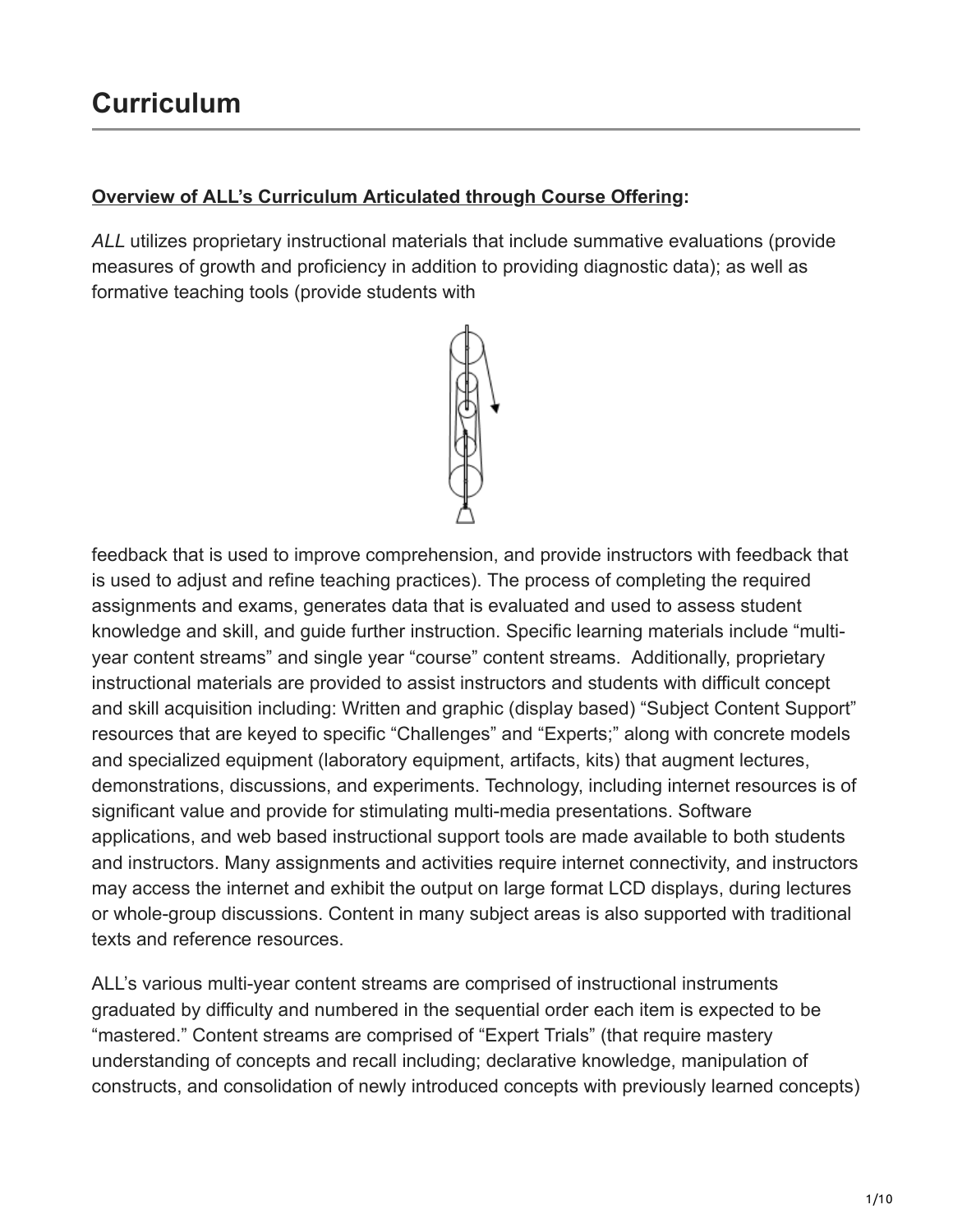# Curriculum

**<u>Overview of ALL's Curriculum Articulated through Course Offering</u>:**

*ALL* utilizes proprietary instructional materials that include summative evaluations (provide measures of growth and proficiency in addition to providing diagnostic data); as well as formative teaching tools (provide students with feedback that is used to improve comprehension, and provide instructors with feedback that is used to adjust and refine teaching practices). The process of completing the required assignments and exams, generates data that is evaluated and used to assess student knowledge and skill, and guide further instruction. Specific learning materials include "multi-year content streams" and single year "course" content streams. Additionally, proprietary instructional materials are provided to assist instructors and students with difficult concept and skill acquisition including: Written and graphic (display based) "Subject Content Support" resources that are keyed to specific "Challenges" and "Experts;" along with concrete models and specialized equipment (laboratory equipment, artifacts, kits) that augment lectures, demonstrations, discussions, and experiments. Technology, including internet resources is of significant value and provide for stimulating multi-media presentations. Software applications, and web based instructional support tools are made available to both students and instructors. Many assignments and activities require internet connectivity, and instructors may access the internet and exhibit the output on large format LCD displays, during lectures or whole-group discussions. Content in many subject areas is also supported with traditional texts and reference resources.

ALL's various multi-year content streams are comprised of instructional instruments graduated by difficulty and numbered in the sequential order each item is expected to be "mastered." Content streams are comprised of "Expert Trials" (that require mastery understanding of concepts and recall including; declarative knowledge, manipulation of constructs, and consolidation of newly introduced concepts with previously learned concepts)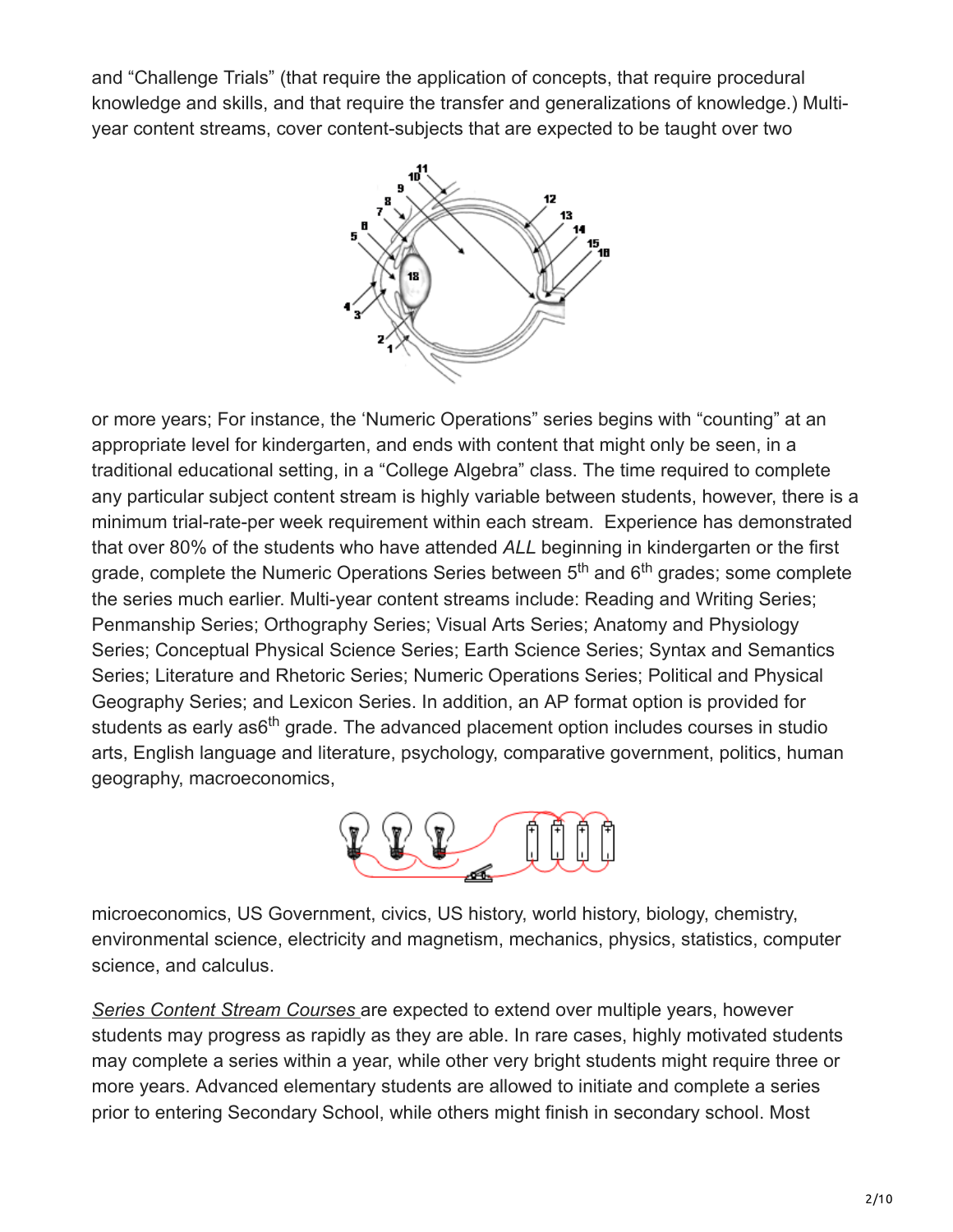and "Challenge Trials" (that require the application of concepts, that require procedural knowledge and skills, and that require the transfer and generalizations of knowledge.) Multi-year content streams, cover content-subjects that are expected to be taught over two or more years; For instance, the 'Numeric Operations" series begins with "counting" at an appropriate level for kindergarten, and ends with content that might only be seen, in a traditional educational setting, in a "College Algebra" class. The time required to complete any particular subject content stream is highly variable between students, however, there is a minimum trial-rate-per week requirement within each stream. Experience has demonstrated that over 80% of the students who have attended *ALL* beginning in kindergarten or the first grade, complete the Numeric Operations Series between 5th and 6th grades; some complete the series much earlier. Multi-year content streams include: Reading and Writing Series; Penmanship Series; Orthography Series; Visual Arts Series; Anatomy and Physiology Series; Conceptual Physical Science Series; Earth Science Series; Syntax and Semantics Series; Literature and Rhetoric Series; Numeric Operations Series; Political and Physical Geography Series; and Lexicon Series. In addition, an AP format option is provided for students as early as6th grade. The advanced placement option includes courses in studio arts, English language and literature, psychology, comparative government, politics, human geography, macroeconomics, microeconomics, US Government, civics, US history, world history, biology, chemistry, environmental science, electricity and magnetism, mechanics, physics, statistics, computer science, and calculus.

*Series Content Stream Courses* are expected to extend over multiple years, however students may progress as rapidly as they are able. In rare cases, highly motivated students may complete a series within a year, while other very bright students might require three or more years. Advanced elementary students are allowed to initiate and complete a series prior to entering Secondary School, while others might finish in secondary school. Most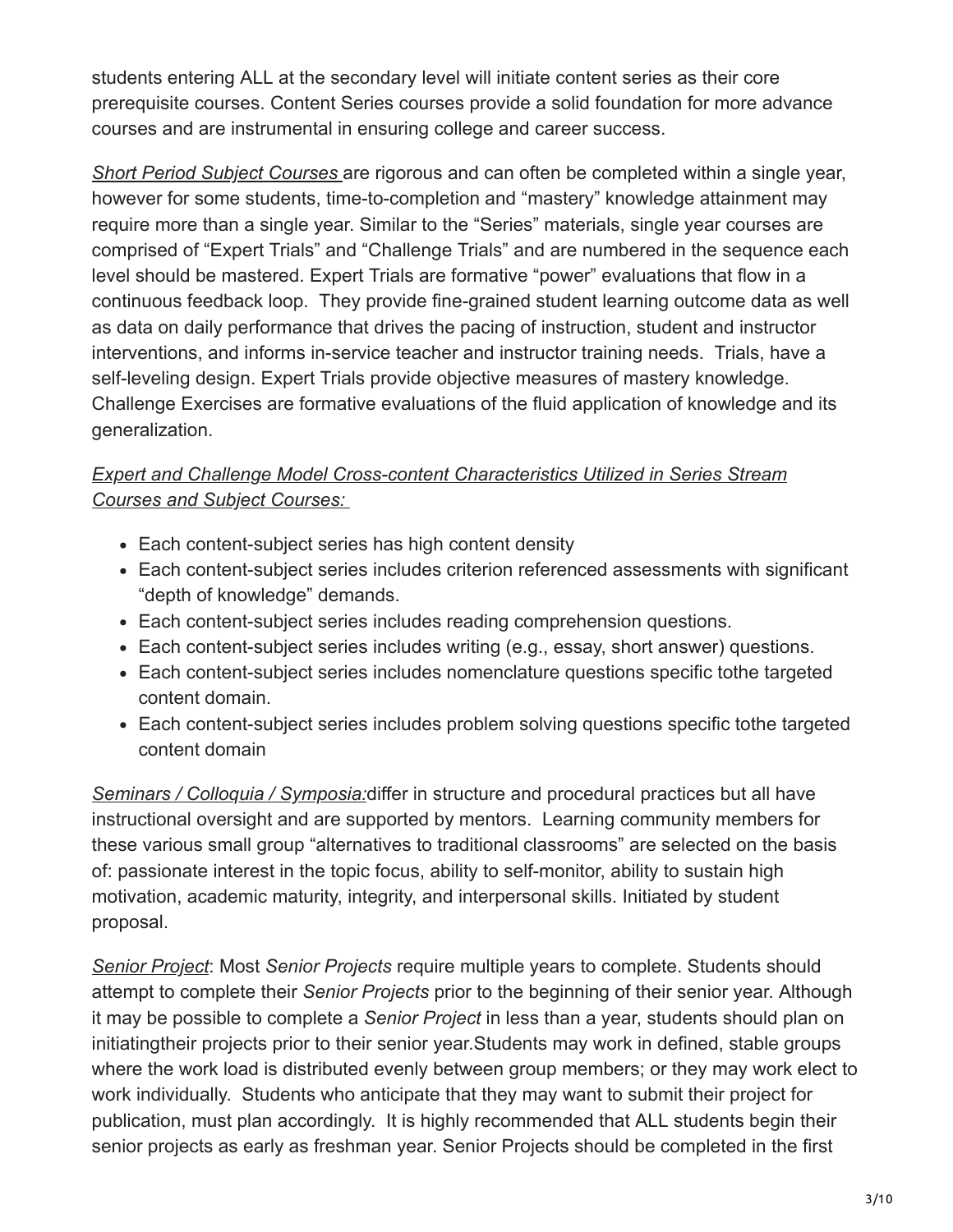students entering ALL at the secondary level will initiate content series as their core prerequisite courses. Content Series courses provide a solid foundation for more advance courses and are instrumental in ensuring college and career success.

*Short Period Subject Courses* are rigorous and can often be completed within a single year, however for some students, time-to-completion and "mastery" knowledge attainment may require more than a single year. Similar to the "Series" materials, single year courses are comprised of "Expert Trials" and "Challenge Trials" and are numbered in the sequence each level should be mastered. Expert Trials are formative "power" evaluations that flow in a continuous feedback loop. They provide fine-grained student learning outcome data as well as data on daily performance that drives the pacing of instruction, student and instructor interventions, and informs in-service teacher and instructor training needs. Trials, have a self-leveling design. Expert Trials provide objective measures of mastery knowledge. Challenge Exercises are formative evaluations of the fluid application of knowledge and its generalization.

*Expert and Challenge Model Cross-content Characteristics Utilized in Series Stream Courses and Subject Courses:*

- Each content-subject series has high content density
- Each content-subject series includes criterion referenced assessments with significant "depth of knowledge" demands.
- Each content-subject series includes reading comprehension questions.
- Each content-subject series includes writing (e.g., essay, short answer) questions.
- Each content-subject series includes nomenclature questions specific tothe targeted content domain.
- Each content-subject series includes problem solving questions specific tothe targeted content domain

*Seminars / Colloquia / Symposia:*differ in structure and procedural practices but all have instructional oversight and are supported by mentors. Learning community members for these various small group "alternatives to traditional classrooms" are selected on the basis of: passionate interest in the topic focus, ability to self-monitor, ability to sustain high motivation, academic maturity, integrity, and interpersonal skills. Initiated by student proposal.

*Senior Project*: Most *Senior Projects* require multiple years to complete. Students should attempt to complete their *Senior Projects* prior to the beginning of their senior year. Although it may be possible to complete a *Senior Project* in less than a year, students should plan on initiatingtheir projects prior to their senior year.Students may work in defined, stable groups where the work load is distributed evenly between group members; or they may work elect to work individually. Students who anticipate that they may want to submit their project for publication, must plan accordingly. It is highly recommended that ALL students begin their senior projects as early as freshman year. Senior Projects should be completed in the first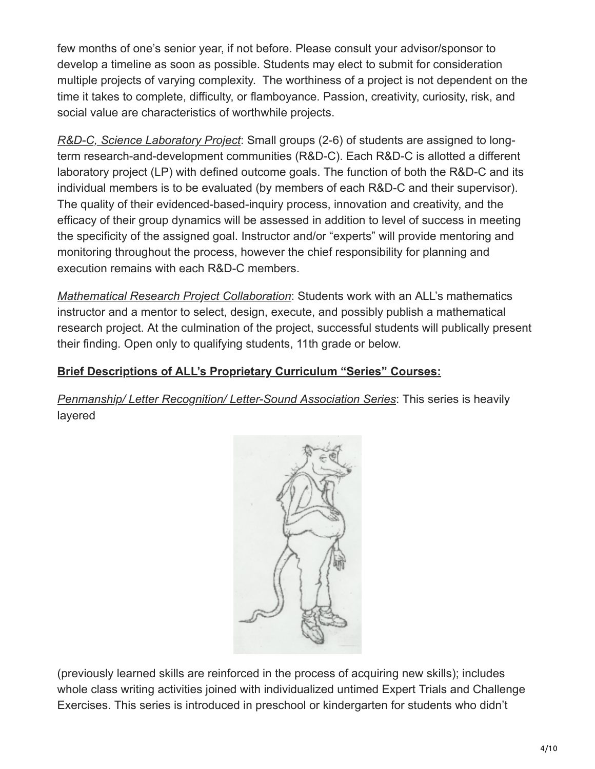few months of one's senior year, if not before. Please consult your advisor/sponsor to develop a timeline as soon as possible. Students may elect to submit for consideration multiple projects of varying complexity. The worthiness of a project is not dependent on the time it takes to complete, difficulty, or flamboyance. Passion, creativity, curiosity, risk, and social value are characteristics of worthwhile projects.

*R&D-C, Science Laboratory Project*: Small groups (2-6) of students are assigned to long-term research-and-development communities (R&D-C). Each R&D-C is allotted a different laboratory project (LP) with defined outcome goals. The function of both the R&D-C and its individual members is to be evaluated (by members of each R&D-C and their supervisor). The quality of their evidenced-based-inquiry process, innovation and creativity, and the efficacy of their group dynamics will be assessed in addition to level of success in meeting the specificity of the assigned goal. Instructor and/or "experts" will provide mentoring and monitoring throughout the process, however the chief responsibility for planning and execution remains with each R&D-C members.

*Mathematical Research Project Collaboration*: Students work with an ALL's mathematics instructor and a mentor to select, design, execute, and possibly publish a mathematical research project. At the culmination of the project, successful students will publically present their finding. Open only to qualifying students, 11th grade or below.

**Brief Descriptions of ALL's Proprietary Curriculum "Series" Courses:**

*Penmanship/ Letter Recognition/ Letter-Sound Association Series*: This series is heavily layered (previously learned skills are reinforced in the process of acquiring new skills); includes whole class writing activities joined with individualized untimed Expert Trials and Challenge Exercises. This series is introduced in preschool or kindergarten for students who didn't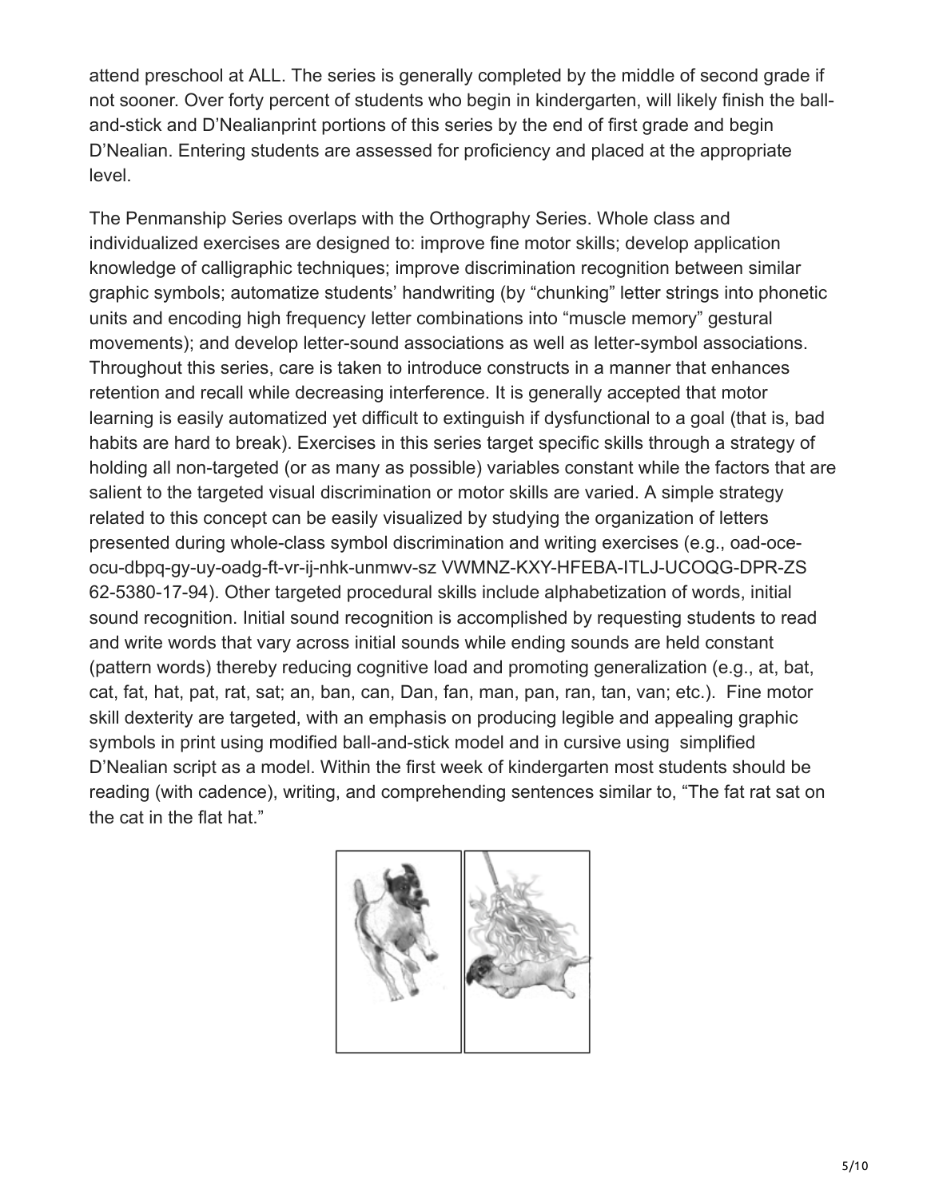attend preschool at ALL. The series is generally completed by the middle of second grade if not sooner. Over forty percent of students who begin in kindergarten, will likely finish the ball-and-stick and D'Nealianprint portions of this series by the end of first grade and begin D'Nealian. Entering students are assessed for proficiency and placed at the appropriate level.

The Penmanship Series overlaps with the Orthography Series. Whole class and individualized exercises are designed to: improve fine motor skills; develop application knowledge of calligraphic techniques; improve discrimination recognition between similar graphic symbols; automatize students' handwriting (by "chunking" letter strings into phonetic units and encoding high frequency letter combinations into "muscle memory" gestural movements); and develop letter-sound associations as well as letter-symbol associations. Throughout this series, care is taken to introduce constructs in a manner that enhances retention and recall while decreasing interference. It is generally accepted that motor learning is easily automatized yet difficult to extinguish if dysfunctional to a goal (that is, bad habits are hard to break). Exercises in this series target specific skills through a strategy of holding all non-targeted (or as many as possible) variables constant while the factors that are salient to the targeted visual discrimination or motor skills are varied. A simple strategy related to this concept can be easily visualized by studying the organization of letters presented during whole-class symbol discrimination and writing exercises (e.g., oad-oce-ocu-dbpq-gy-uy-oadg-ft-vr-ij-nhk-unmwv-sz VWMNZ-KXY-HFEBA-ITLJ-UCOQG-DPR-ZS 62-5380-17-94). Other targeted procedural skills include alphabetization of words, initial sound recognition. Initial sound recognition is accomplished by requesting students to read and write words that vary across initial sounds while ending sounds are held constant (pattern words) thereby reducing cognitive load and promoting generalization (e.g., at, bat, cat, fat, hat, pat, rat, sat; an, ban, can, Dan, fan, man, pan, ran, tan, van; etc.). Fine motor skill dexterity are targeted, with an emphasis on producing legible and appealing graphic symbols in print using modified ball-and-stick model and in cursive using simplified D'Nealian script as a model. Within the first week of kindergarten most students should be reading (with cadence), writing, and comprehending sentences similar to, "The fat rat sat on the cat in the flat hat."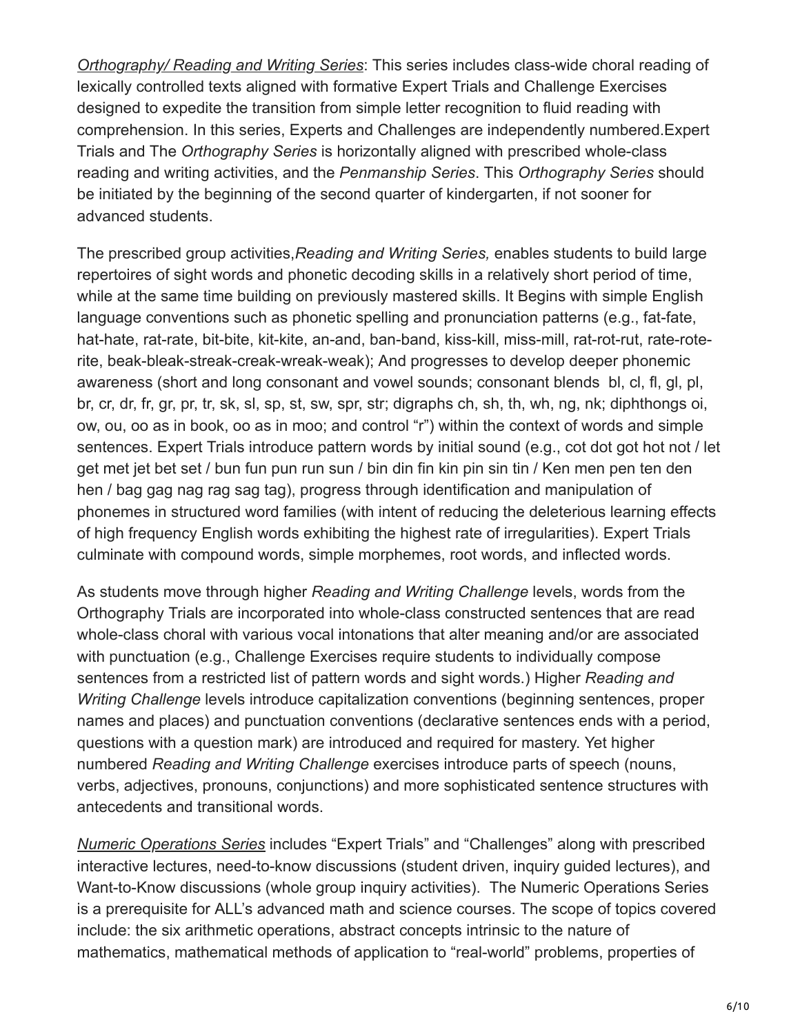*Orthography/ Reading and Writing Series*: This series includes class-wide choral reading of lexically controlled texts aligned with formative Expert Trials and Challenge Exercises designed to expedite the transition from simple letter recognition to fluid reading with comprehension. In this series, Experts and Challenges are independently numbered.Expert Trials and The *Orthography Series* is horizontally aligned with prescribed whole-class reading and writing activities, and the *Penmanship Series*. This *Orthography Series* should be initiated by the beginning of the second quarter of kindergarten, if not sooner for advanced students.

The prescribed group activities,*Reading and Writing Series,* enables students to build large repertoires of sight words and phonetic decoding skills in a relatively short period of time, while at the same time building on previously mastered skills. It Begins with simple English language conventions such as phonetic spelling and pronunciation patterns (e.g., fat-fate, hat-hate, rat-rate, bit-bite, kit-kite, an-and, ban-band, kiss-kill, miss-mill, rat-rot-rut, rate-rote-rite, beak-bleak-streak-creak-wreak-weak); And progresses to develop deeper phonemic awareness (short and long consonant and vowel sounds; consonant blends bl, cl, fl, gl, pl, br, cr, dr, fr, gr, pr, tr, sk, sl, sp, st, sw, spr, str; digraphs ch, sh, th, wh, ng, nk; diphthongs oi, ow, ou, oo as in book, oo as in moo; and control "r") within the context of words and simple sentences. Expert Trials introduce pattern words by initial sound (e.g., cot dot got hot not / let get met jet bet set / bun fun pun run sun / bin din fin kin pin sin tin / Ken men pen ten den hen / bag gag nag rag sag tag), progress through identification and manipulation of phonemes in structured word families (with intent of reducing the deleterious learning effects of high frequency English words exhibiting the highest rate of irregularities). Expert Trials culminate with compound words, simple morphemes, root words, and inflected words.

As students move through higher *Reading and Writing Challenge* levels, words from the Orthography Trials are incorporated into whole-class constructed sentences that are read whole-class choral with various vocal intonations that alter meaning and/or are associated with punctuation (e.g., Challenge Exercises require students to individually compose sentences from a restricted list of pattern words and sight words.) Higher *Reading and Writing Challenge* levels introduce capitalization conventions (beginning sentences, proper names and places) and punctuation conventions (declarative sentences ends with a period, questions with a question mark) are introduced and required for mastery. Yet higher numbered *Reading and Writing Challenge* exercises introduce parts of speech (nouns, verbs, adjectives, pronouns, conjunctions) and more sophisticated sentence structures with antecedents and transitional words.

*Numeric Operations Series* includes "Expert Trials" and "Challenges" along with prescribed interactive lectures, need-to-know discussions (student driven, inquiry guided lectures), and Want-to-Know discussions (whole group inquiry activities). The Numeric Operations Series is a prerequisite for ALL's advanced math and science courses. The scope of topics covered include: the six arithmetic operations, abstract concepts intrinsic to the nature of mathematics, mathematical methods of application to "real-world" problems, properties of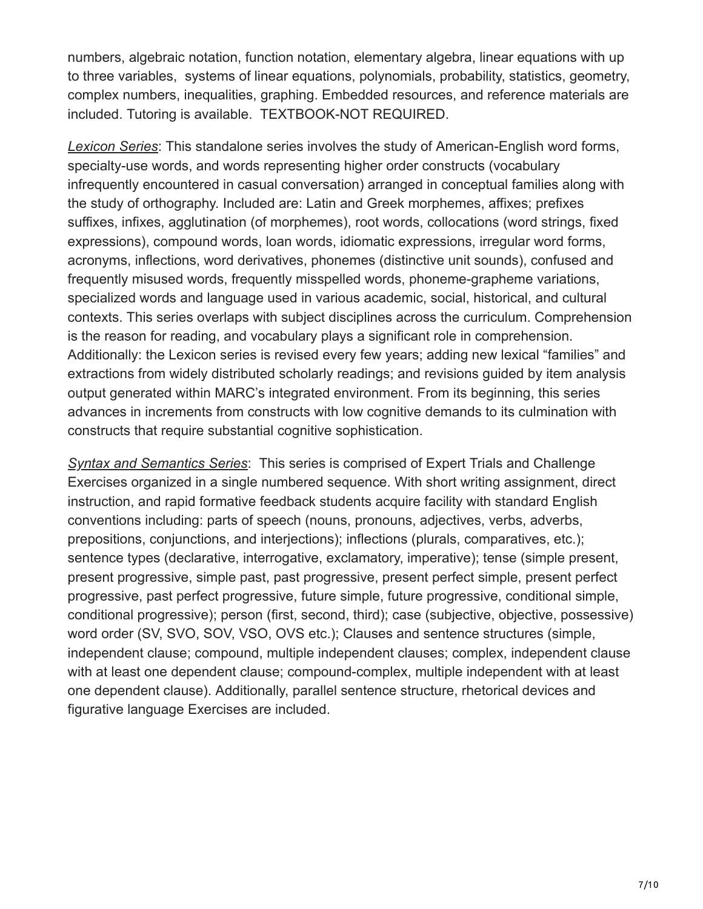numbers, algebraic notation, function notation, elementary algebra, linear equations with up to three variables,  systems of linear equations, polynomials, probability, statistics, geometry, complex numbers, inequalities, graphing. Embedded resources, and reference materials are included. Tutoring is available.  TEXTBOOK-NOT REQUIRED.

*Lexicon Series*: This standalone series involves the study of American-English word forms, specialty-use words, and words representing higher order constructs (vocabulary infrequently encountered in casual conversation) arranged in conceptual families along with the study of orthography. Included are: Latin and Greek morphemes, affixes; prefixes suffixes, infixes, agglutination (of morphemes), root words, collocations (word strings, fixed expressions), compound words, loan words, idiomatic expressions, irregular word forms, acronyms, inflections, word derivatives, phonemes (distinctive unit sounds), confused and frequently misused words, frequently misspelled words, phoneme-grapheme variations, specialized words and language used in various academic, social, historical, and cultural contexts. This series overlaps with subject disciplines across the curriculum. Comprehension is the reason for reading, and vocabulary plays a significant role in comprehension. Additionally: the Lexicon series is revised every few years; adding new lexical "families" and extractions from widely distributed scholarly readings; and revisions guided by item analysis output generated within MARC's integrated environment. From its beginning, this series advances in increments from constructs with low cognitive demands to its culmination with constructs that require substantial cognitive sophistication.

*Syntax and Semantics Series*:  This series is comprised of Expert Trials and Challenge Exercises organized in a single numbered sequence. With short writing assignment, direct instruction, and rapid formative feedback students acquire facility with standard English conventions including: parts of speech (nouns, pronouns, adjectives, verbs, adverbs, prepositions, conjunctions, and interjections); inflections (plurals, comparatives, etc.); sentence types (declarative, interrogative, exclamatory, imperative); tense (simple present, present progressive, simple past, past progressive, present perfect simple, present perfect progressive, past perfect progressive, future simple, future progressive, conditional simple, conditional progressive); person (first, second, third); case (subjective, objective, possessive) word order (SV, SVO, SOV, VSO, OVS etc.); Clauses and sentence structures (simple, independent clause; compound, multiple independent clauses; complex, independent clause with at least one dependent clause; compound-complex, multiple independent with at least one dependent clause). Additionally, parallel sentence structure, rhetorical devices and figurative language Exercises are included.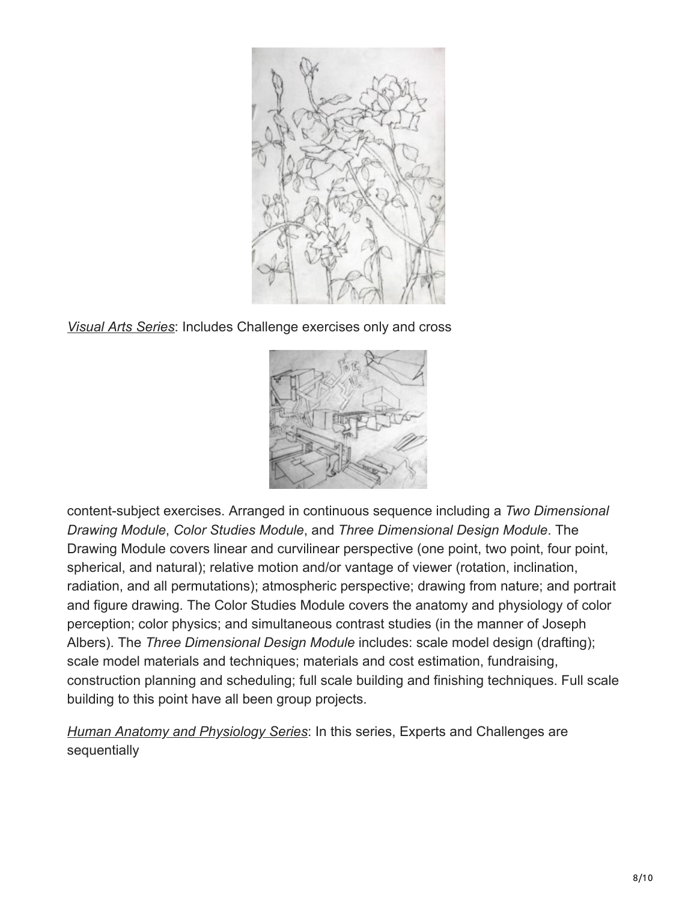*Visual Arts Series*: Includes Challenge exercises only and cross content-subject exercises. Arranged in continuous sequence including a *Two Dimensional Drawing Module*, *Color Studies Module*, and *Three Dimensional Design Module*. The Drawing Module covers linear and curvilinear perspective (one point, two point, four point, spherical, and natural); relative motion and/or vantage of viewer (rotation, inclination, radiation, and all permutations); atmospheric perspective; drawing from nature; and portrait and figure drawing. The Color Studies Module covers the anatomy and physiology of color perception; color physics; and simultaneous contrast studies (in the manner of Joseph Albers). The *Three Dimensional Design Module* includes: scale model design (drafting); scale model materials and techniques; materials and cost estimation, fundraising, construction planning and scheduling; full scale building and finishing techniques. Full scale building to this point have all been group projects.

*Human Anatomy and Physiology Series*: In this series, Experts and Challenges are sequentially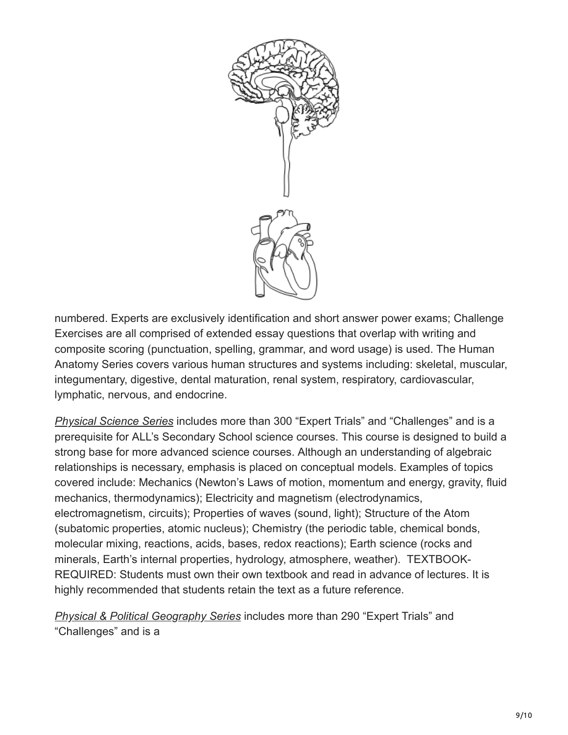numbered. Experts are exclusively identification and short answer power exams; Challenge Exercises are all comprised of extended essay questions that overlap with writing and composite scoring (punctuation, spelling, grammar, and word usage) is used. The Human Anatomy Series covers various human structures and systems including: skeletal, muscular, integumentary, digestive, dental maturation, renal system, respiratory, cardiovascular, lymphatic, nervous, and endocrine.

*Physical Science Series* includes more than 300 "Expert Trials" and "Challenges" and is a prerequisite for ALL's Secondary School science courses. This course is designed to build a strong base for more advanced science courses. Although an understanding of algebraic relationships is necessary, emphasis is placed on conceptual models. Examples of topics covered include: Mechanics (Newton's Laws of motion, momentum and energy, gravity, fluid mechanics, thermodynamics); Electricity and magnetism (electrodynamics, electromagnetism, circuits); Properties of waves (sound, light); Structure of the Atom (subatomic properties, atomic nucleus); Chemistry (the periodic table, chemical bonds, molecular mixing, reactions, acids, bases, redox reactions); Earth science (rocks and minerals, Earth's internal properties, hydrology, atmosphere, weather). TEXTBOOK-REQUIRED: Students must own their own textbook and read in advance of lectures. It is highly recommended that students retain the text as a future reference.

*Physical & Political Geography Series* includes more than 290 "Expert Trials" and "Challenges" and is a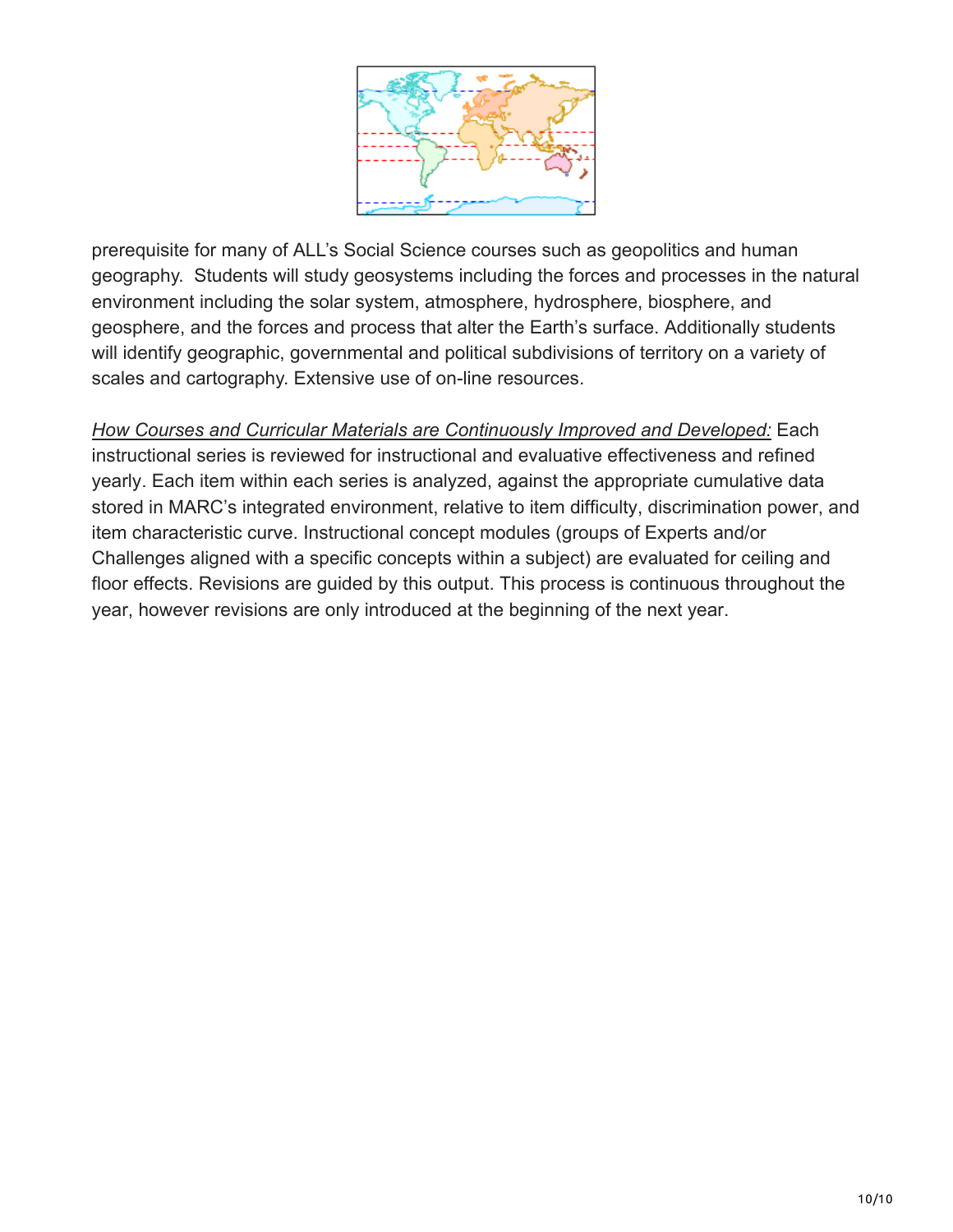prerequisite for many of ALL's Social Science courses such as geopolitics and human geography. Students will study geosystems including the forces and processes in the natural environment including the solar system, atmosphere, hydrosphere, biosphere, and geosphere, and the forces and process that alter the Earth's surface. Additionally students will identify geographic, governmental and political subdivisions of territory on a variety of scales and cartography. Extensive use of on-line resources.

*How Courses and Curricular Materials are Continuously Improved and Developed:* Each instructional series is reviewed for instructional and evaluative effectiveness and refined yearly. Each item within each series is analyzed, against the appropriate cumulative data stored in MARC's integrated environment, relative to item difficulty, discrimination power, and item characteristic curve. Instructional concept modules (groups of Experts and/or Challenges aligned with a specific concepts within a subject) are evaluated for ceiling and floor effects. Revisions are guided by this output. This process is continuous throughout the year, however revisions are only introduced at the beginning of the next year.